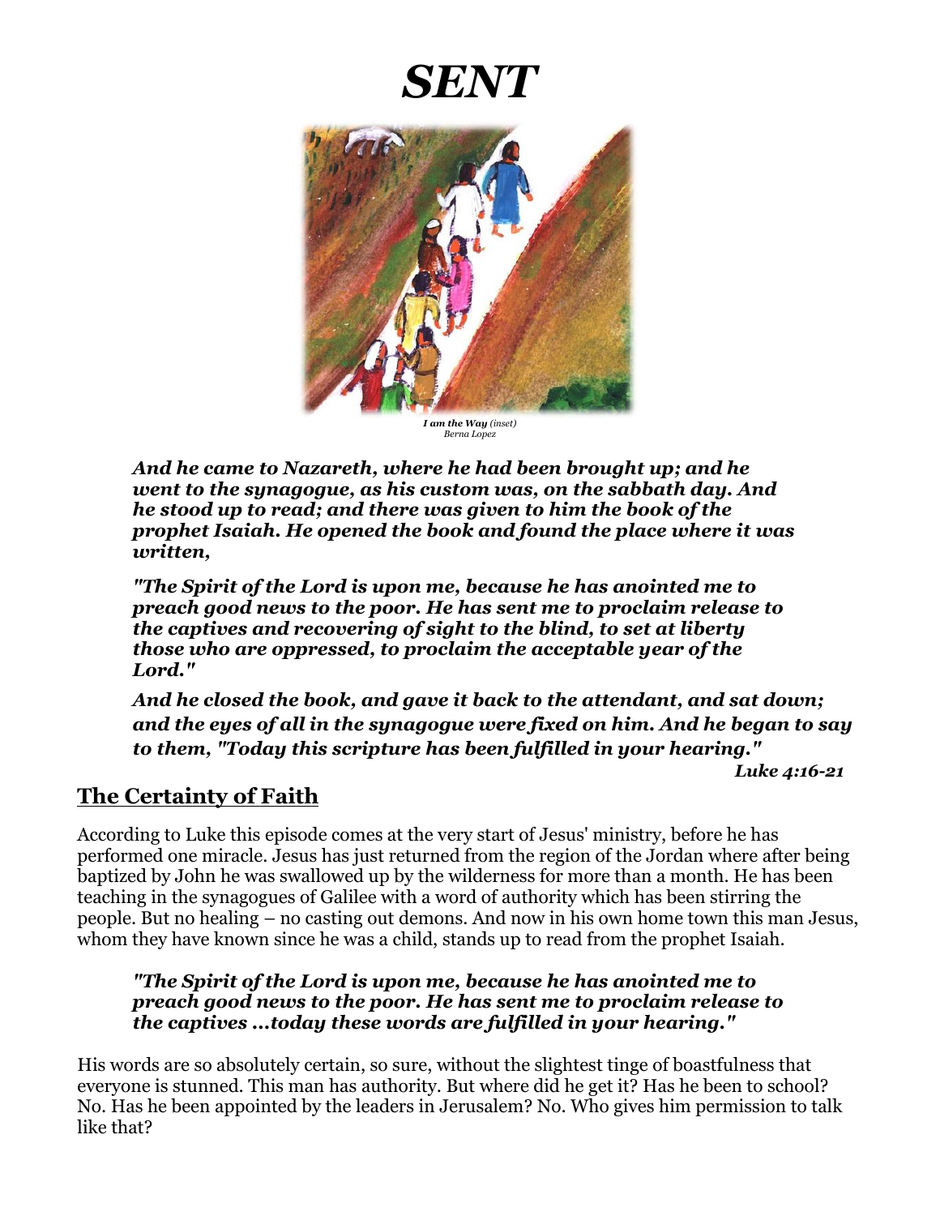# *SENT*

***I am the Way*** *(inset)*
*Berna Lopez*

***And he came to Nazareth, where he had been brought up; and he went to the synagogue, as his custom was, on the sabbath day. And he stood up to read; and there was given to him the book of the prophet Isaiah. He opened the book and found the place where it was written,***

***"The Spirit of the Lord is upon me, because he has anointed me to preach good news to the poor. He has sent me to proclaim release to the captives and recovering of sight to the blind, to set at liberty those who are oppressed, to proclaim the acceptable year of the Lord."***

***And he closed the book, and gave it back to the attendant, and sat down; and the eyes of all in the synagogue were fixed on him. And he began to say to them, "Today this scripture has been fulfilled in your hearing."***

***Luke 4:16-21***

## The Certainty of Faith

According to Luke this episode comes at the very start of Jesus' ministry, before he has performed one miracle. Jesus has just returned from the region of the Jordan where after being baptized by John he was swallowed up by the wilderness for more than a month. He has been teaching in the synagogues of Galilee with a word of authority which has been stirring the people. But no healing – no casting out demons. And now in his own home town this man Jesus, whom they have known since he was a child, stands up to read from the prophet Isaiah.

***"The Spirit of the Lord is upon me, because he has anointed me to preach good news to the poor. He has sent me to proclaim release to the captives ...today these words are fulfilled in your hearing."***

His words are so absolutely certain, so sure, without the slightest tinge of boastfulness that everyone is stunned. This man has authority. But where did he get it? Has he been to school? No. Has he been appointed by the leaders in Jerusalem? No. Who gives him permission to talk like that?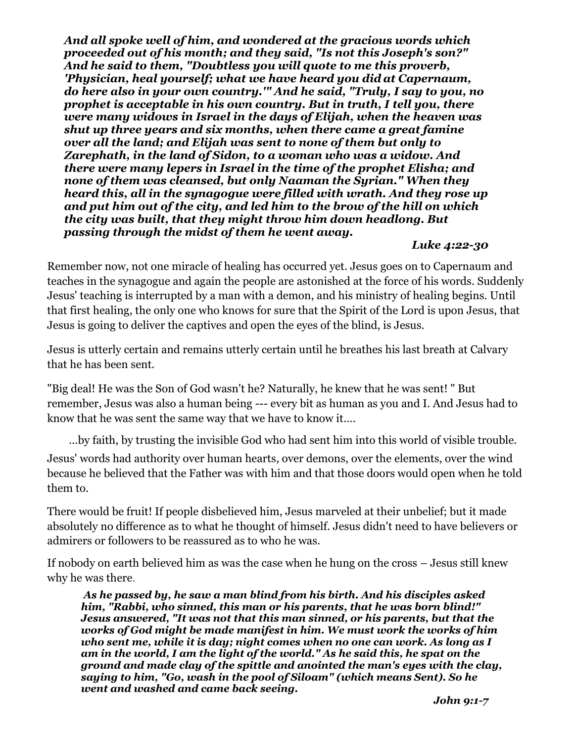***And all spoke well of him, and wondered at the gracious words which proceeded out of his month; and they said, "Is not this Joseph's son?" And he said to them, "Doubtless you will quote to me this proverb, 'Physician, heal yourself; what we have heard you did at Capernaum, do here also in your own country.'" And he said, "Truly, I say to you, no prophet is acceptable in his own country. But in truth, I tell you, there were many widows in Israel in the days of Elijah, when the heaven was shut up three years and six months, when there came a great famine over all the land; and Elijah was sent to none of them but only to Zarephath, in the land of Sidon, to a woman who was a widow. And there were many lepers in Israel in the time of the prophet Elisha; and none of them was cleansed, but only Naaman the Syrian." When they heard this, all in the synagogue were filled with wrath. And they rose up and put him out of the city, and led him to the brow of the hill on which the city was built, that they might throw him down headlong. But passing through the midst of them he went away.***

***Luke 4:22-30***

Remember now, not one miracle of healing has occurred yet. Jesus goes on to Capernaum and teaches in the synagogue and again the people are astonished at the force of his words. Suddenly Jesus' teaching is interrupted by a man with a demon, and his ministry of healing begins. Until that first healing, the only one who knows for sure that the Spirit of the Lord is upon Jesus, that Jesus is going to deliver the captives and open the eyes of the blind, is Jesus.

Jesus is utterly certain and remains utterly certain until he breathes his last breath at Calvary that he has been sent.

"Big deal! He was the Son of God wasn't he? Naturally, he knew that he was sent! " But remember, Jesus was also a human being --- every bit as human as you and I. And Jesus had to know that he was sent the same way that we have to know it....

...by faith, by trusting the invisible God who had sent him into this world of visible trouble.

Jesus' words had authority over human hearts, over demons, over the elements, over the wind because he believed that the Father was with him and that those doors would open when he told them to.

There would be fruit! If people disbelieved him, Jesus marveled at their unbelief; but it made absolutely no difference as to what he thought of himself. Jesus didn't need to have believers or admirers or followers to be reassured as to who he was.

If nobody on earth believed him as was the case when he hung on the cross – Jesus still knew why he was there.

***As he passed by, he saw a man blind from his birth. And his disciples asked him, "Rabbi, who sinned, this man or his parents, that he was born blind!" Jesus answered, "It was not that this man sinned, or his parents, but that the works of God might be made manifest in him. We must work the works of him who sent me, while it is day; night comes when no one can work. As long as I am in the world, I am the light of the world." As he said this, he spat on the ground and made clay of the spittle and anointed the man's eyes with the clay, saying to him, "Go, wash in the pool of Siloam" (which means Sent). So he went and washed and came back seeing.***

***John 9:1-7***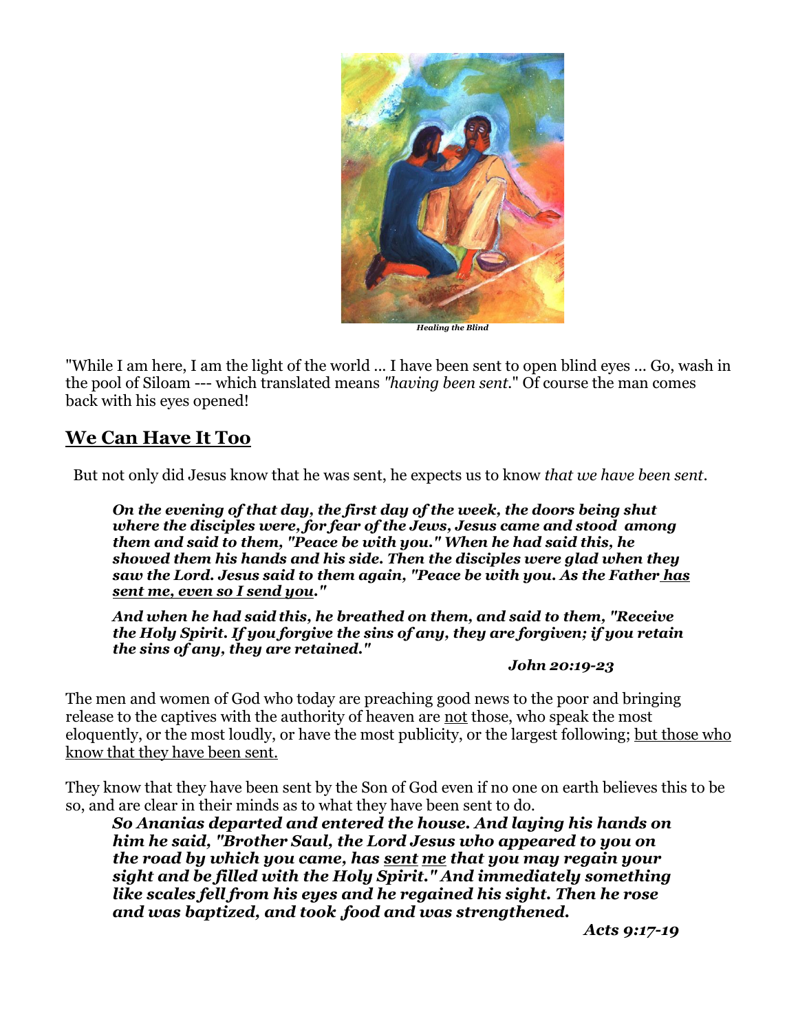*Healing the Blind*

"While I am here, I am the light of the world ... I have been sent to open blind eyes ... Go, wash in the pool of Siloam --- which translated means *"having been sent."* Of course the man comes back with his eyes opened!

## We Can Have It Too

But not only did Jesus know that he was sent, he expects us to know *that we have been sent*.

> ***On the evening of that day, the first day of the week, the doors being shut where the disciples were, for fear of the Jews, Jesus came and stood among them and said to them, "Peace be with you." When he had said this, he showed them his hands and his side. Then the disciples were glad when they saw the Lord. Jesus said to them again, "Peace be with you. As the Father <u>has sent me, even so I send you</u>."***
>
> ***And when he had said this, he breathed on them, and said to them, "Receive the Holy Spirit. If you forgive the sins of any, they are forgiven; if you retain the sins of any, they are retained."***
>
> ***John 20:19-23***

The men and women of God who today are preaching good news to the poor and bringing release to the captives with the authority of heaven are <u>not</u> those, who speak the most eloquently, or the most loudly, or have the most publicity, or the largest following; <u>but those who know that they have been sent.</u>

They know that they have been sent by the Son of God even if no one on earth believes this to be so, and are clear in their minds as to what they have been sent to do.

> ***So Ananias departed and entered the house. And laying his hands on him he said, "Brother Saul, the Lord Jesus who appeared to you on the road by which you came, has <u>sent</u> <u>me</u> that you may regain your sight and be filled with the Holy Spirit." And immediately something like scales fell from his eyes and he regained his sight. Then he rose and was baptized, and took food and was strengthened.***
>
> ***Acts 9:17-19***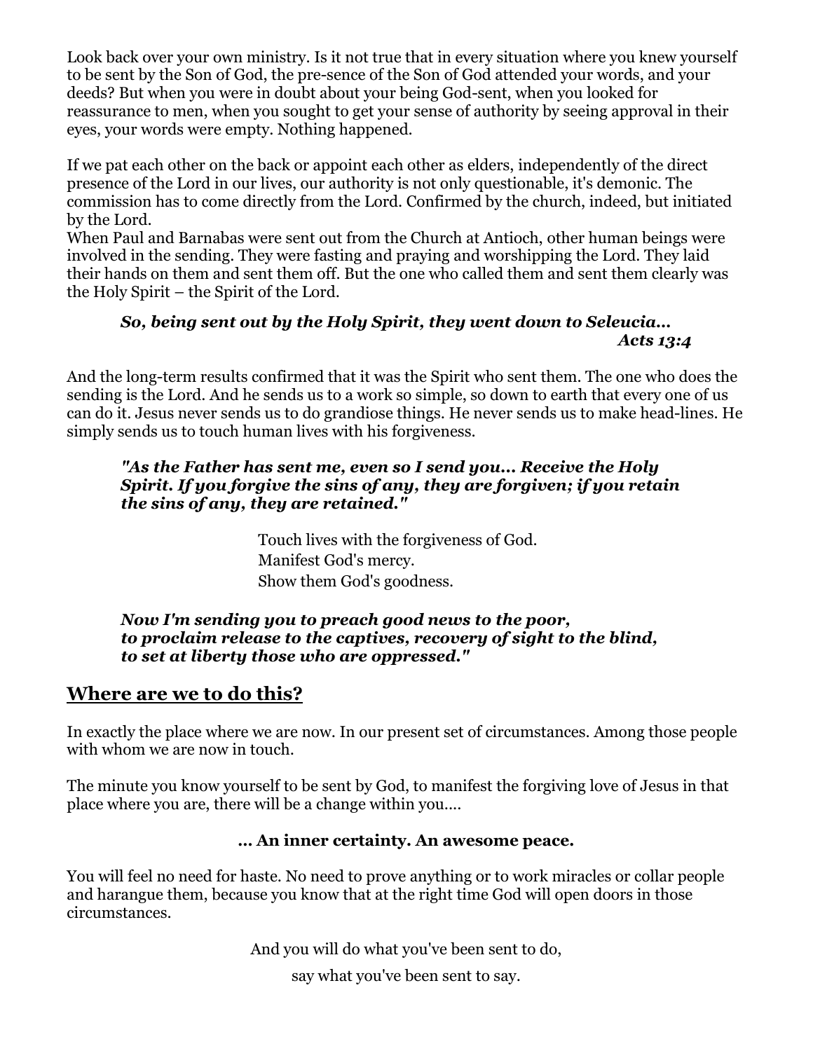Look back over your own ministry. Is it not true that in every situation where you knew yourself to be sent by the Son of God, the pre-sence of the Son of God attended your words, and your deeds? But when you were in doubt about your being God-sent, when you looked for reassurance to men, when you sought to get your sense of authority by seeing approval in their eyes, your words were empty. Nothing happened.

If we pat each other on the back or appoint each other as elders, independently of the direct presence of the Lord in our lives, our authority is not only questionable, it's demonic. The commission has to come directly from the Lord. Confirmed by the church, indeed, but initiated by the Lord.
When Paul and Barnabas were sent out from the Church at Antioch, other human beings were involved in the sending. They were fasting and praying and worshipping the Lord. They laid their hands on them and sent them off. But the one who called them and sent them clearly was the Holy Spirit – the Spirit of the Lord.

> ***So, being sent out by the Holy Spirit, they went down to Seleucia...***
> ***Acts 13:4***

And the long-term results confirmed that it was the Spirit who sent them. The one who does the sending is the Lord. And he sends us to a work so simple, so down to earth that every one of us can do it. Jesus never sends us to do grandiose things. He never sends us to make head-lines. He simply sends us to touch human lives with his forgiveness.

> ***"As the Father has sent me, even so I send you... Receive the Holy Spirit. If you forgive the sins of any, they are forgiven; if you retain the sins of any, they are retained."***

Touch lives with the forgiveness of God.
Manifest God's mercy.
Show them God's goodness.

> ***Now I'm sending you to preach good news to the poor, to proclaim release to the captives, recovery of sight to the blind, to set at liberty those who are oppressed."***

## Where are we to do this?

In exactly the place where we are now. In our present set of circumstances. Among those people with whom we are now in touch.

The minute you know yourself to be sent by God, to manifest the forgiving love of Jesus in that place where you are, there will be a change within you....

**... An inner certainty. An awesome peace.**

You will feel no need for haste. No need to prove anything or to work miracles or collar people and harangue them, because you know that at the right time God will open doors in those circumstances.

And you will do what you've been sent to do,

say what you've been sent to say.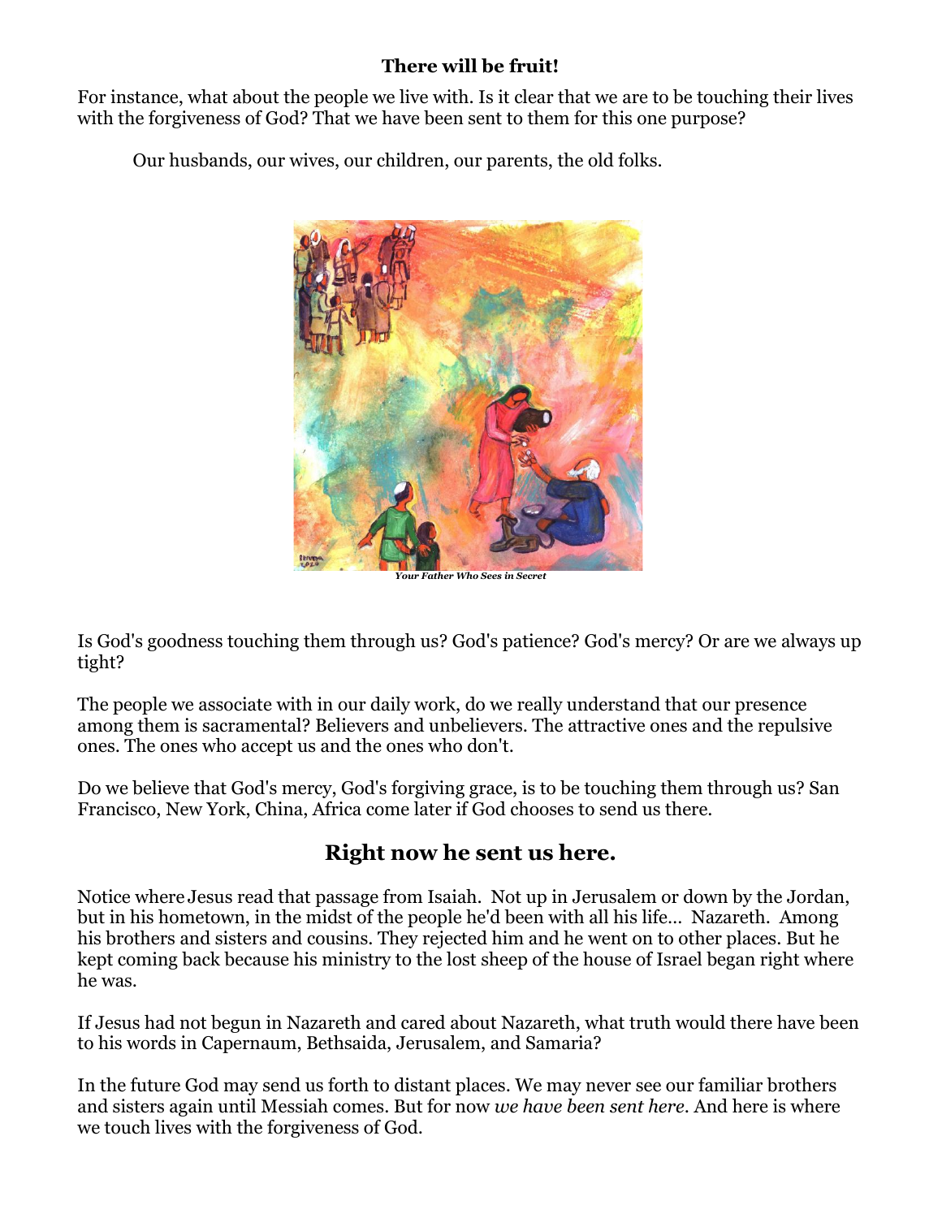**There will be fruit!**

For instance, what about the people we live with. Is it clear that we are to be touching their lives with the forgiveness of God? That we have been sent to them for this one purpose?

> Our husbands, our wives, our children, our parents, the old folks.

***Your Father Who Sees in Secret***

Is God's goodness touching them through us? God's patience? God's mercy? Or are we always up tight?

The people we associate with in our daily work, do we really understand that our presence among them is sacramental? Believers and unbelievers. The attractive ones and the repulsive ones. The ones who accept us and the ones who don't.

Do we believe that God's mercy, God's forgiving grace, is to be touching them through us? San Francisco, New York, China, Africa come later if God chooses to send us there.

## Right now he sent us here.

Notice where Jesus read that passage from Isaiah. Not up in Jerusalem or down by the Jordan, but in his hometown, in the midst of the people he'd been with all his life… Nazareth. Among his brothers and sisters and cousins. They rejected him and he went on to other places. But he kept coming back because his ministry to the lost sheep of the house of Israel began right where he was.

If Jesus had not begun in Nazareth and cared about Nazareth, what truth would there have been to his words in Capernaum, Bethsaida, Jerusalem, and Samaria?

In the future God may send us forth to distant places. We may never see our familiar brothers and sisters again until Messiah comes. But for now *we have been sent here*. And here is where we touch lives with the forgiveness of God.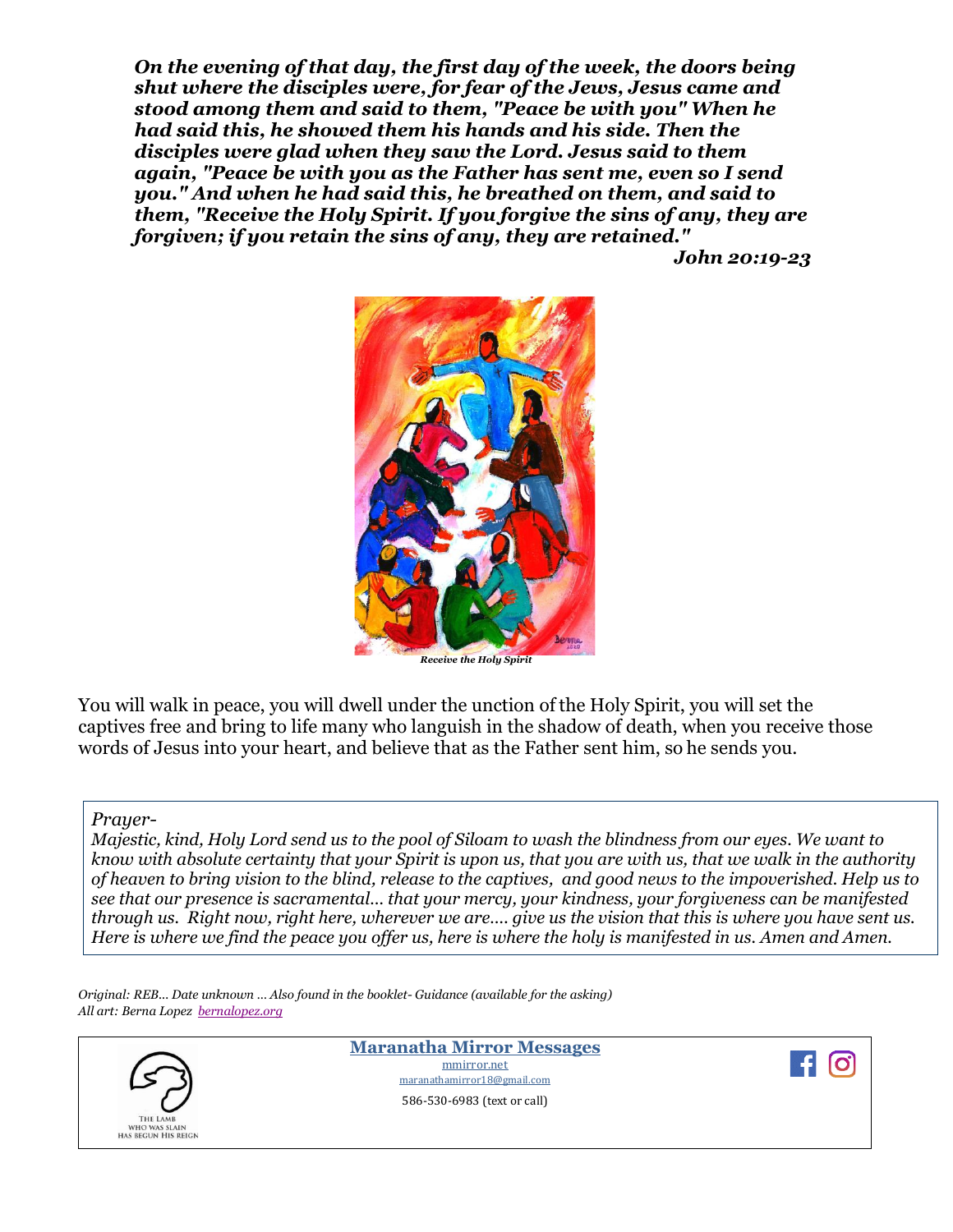***On the evening of that day, the first day of the week, the doors being shut where the disciples were, for fear of the Jews, Jesus came and stood among them and said to them, "Peace be with you" When he had said this, he showed them his hands and his side. Then the disciples were glad when they saw the Lord. Jesus said to them again, "Peace be with you as the Father has sent me, even so I send you." And when he had said this, he breathed on them, and said to them, "Receive the Holy Spirit. If you forgive the sins of any, they are forgiven; if you retain the sins of any, they are retained."***

***John 20:19-23***

***Receive the Holy Spirit***

You will walk in peace, you will dwell under the unction of the Holy Spirit, you will set the captives free and bring to life many who languish in the shadow of death, when you receive those words of Jesus into your heart, and believe that as the Father sent him, so he sends you.

*Prayer-*

*Majestic, kind, Holy Lord send us to the pool of Siloam to wash the blindness from our eyes. We want to know with absolute certainty that your Spirit is upon us, that you are with us, that we walk in the authority of heaven to bring vision to the blind, release to the captives, and good news to the impoverished. Help us to see that our presence is sacramental… that your mercy, your kindness, your forgiveness can be manifested through us. Right now, right here, wherever we are…. give us the vision that this is where you have sent us. Here is where we find the peace you offer us, here is where the holy is manifested in us. Amen and Amen.*

*Original: REB… Date unknown … Also found in the booklet- Guidance (available for the asking)*
*All art: Berna Lopez [bernalopez.org](bernalopez.org)*

THE LAMB WHO WAS SLAIN HAS BEGUN HIS REIGN

**Maranatha Mirror Messages**
mmirror.net
maranathamirror18@gmail.com
586-530-6983 (text or call)